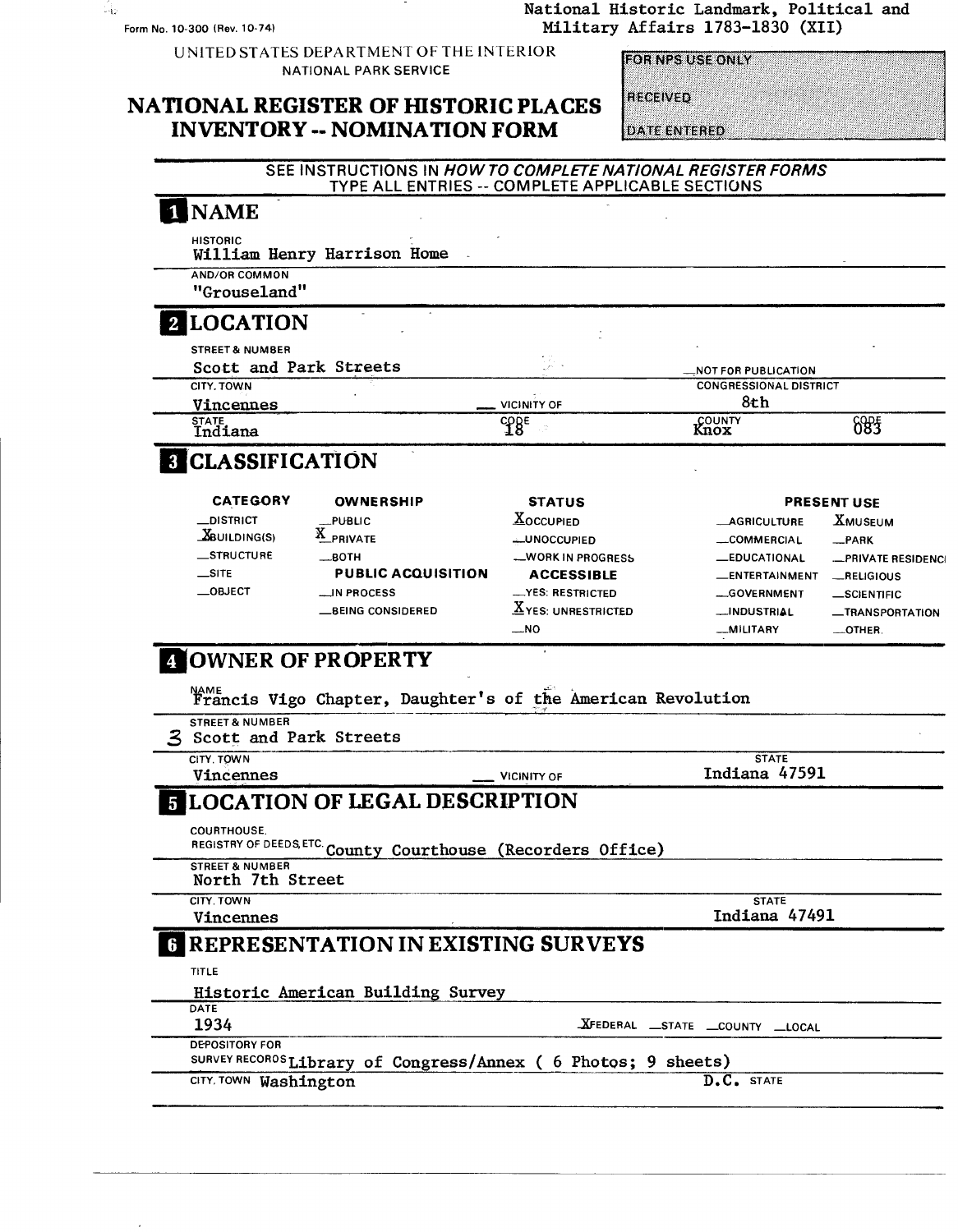Form No. 10-300 (Rev. 10-74)

National Historic Landmark, Political and Military Affairs 1783-1830 (XII)

UNITED STATES DEPARTMENT OF THE INTERIOR
NATIONAL PARK SERVICE

# NATIONAL REGISTER OF HISTORIC PLACES INVENTORY -- NOMINATION FORM

FOR NPS USE ONLY

RECEIVED

DATE ENTERED

SEE INSTRUCTIONS IN *HOW TO COMPLETE NATIONAL REGISTER FORMS*
TYPE ALL ENTRIES -- COMPLETE APPLICABLE SECTIONS

## 1 NAME

HISTORIC
William Henry Harrison Home

AND/OR COMMON
"Grouseland"

## 2 LOCATION

STREET & NUMBER
Scott and Park Streets

__NOT FOR PUBLICATION

CITY, TOWN
Vincennes

__ VICINITY OF

CONGRESSIONAL DISTRICT
8th

STATE
Indiana

CODE
18

COUNTY
Knox

CODE
083

## 3 CLASSIFICATION

| CATEGORY | OWNERSHIP | STATUS | PRESENT USE | |
|---|---|---|---|---|
| __DISTRICT | __PUBLIC | X OCCUPIED | __AGRICULTURE | X MUSEUM |
| X BUILDING(S) | X PRIVATE | __UNOCCUPIED | __COMMERCIAL | __PARK |
| __STRUCTURE | __BOTH | __WORK IN PROGRESS | __EDUCATIONAL | __PRIVATE RESIDENCE |
| __SITE | **PUBLIC ACQUISITION** | **ACCESSIBLE** | __ENTERTAINMENT | __RELIGIOUS |
| __OBJECT | __IN PROCESS | __YES: RESTRICTED | __GOVERNMENT | __SCIENTIFIC |
| | __BEING CONSIDERED | X YES: UNRESTRICTED | __INDUSTRIAL | __TRANSPORTATION |
| | | __NO | __MILITARY | __OTHER: |

## 4 OWNER OF PROPERTY

NAME
Francis Vigo Chapter, Daughter's of the American Revolution

STREET & NUMBER
3 Scott and Park Streets

CITY, TOWN
Vincennes

__ VICINITY OF

STATE
Indiana 47591

## 5 LOCATION OF LEGAL DESCRIPTION

COURTHOUSE, REGISTRY OF DEEDS, ETC. County Courthouse (Recorders Office)

STREET & NUMBER
North 7th Street

CITY, TOWN
Vincennes

STATE
Indiana 47491

## 6 REPRESENTATION IN EXISTING SURVEYS

TITLE
Historic American Building Survey

DATE
1934

X FEDERAL __STATE __COUNTY __LOCAL

DEPOSITORY FOR SURVEY RECORDS Library of Congress/Annex ( 6 Photos; 9 sheets)

CITY, TOWN Washington

STATE D.C.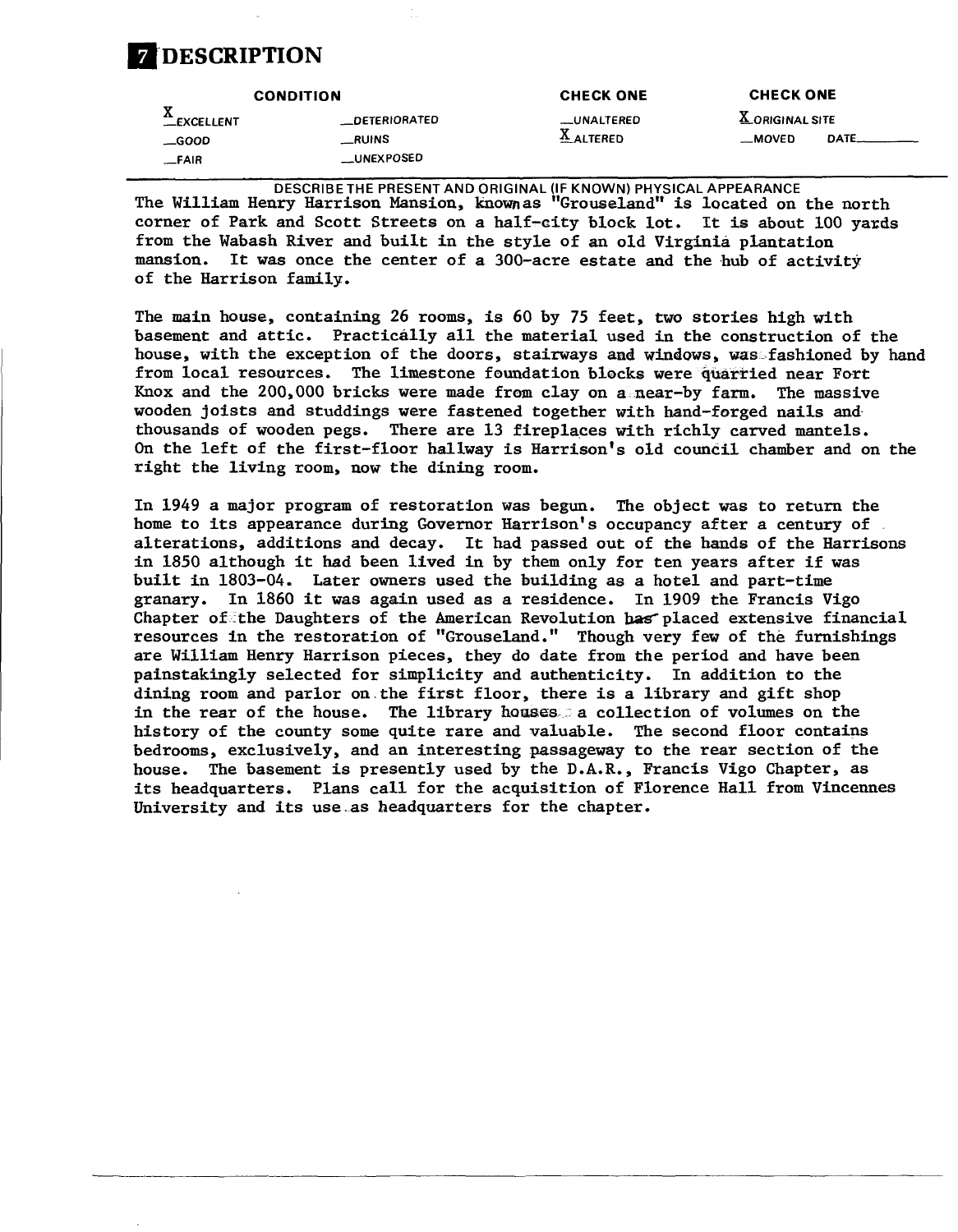# 7 DESCRIPTION

| CONDITION | | CHECK ONE | CHECK ONE |
|---|---|---|---|
| X EXCELLENT | _DETERIORATED | _UNALTERED | X ORIGINAL SITE |
| _GOOD | _RUINS | X ALTERED | _MOVED DATE_____ |
| _FAIR | _UNEXPOSED | | |

DESCRIBE THE PRESENT AND ORIGINAL (IF KNOWN) PHYSICAL APPEARANCE

The William Henry Harrison Mansion, knownas "Grouseland" is located on the north corner of Park and Scott Streets on a half-city block lot. It is about 100 yards from the Wabash River and built in the style of an old Virginia plantation mansion. It was once the center of a 300-acre estate and the hub of activity of the Harrison family.

The main house, containing 26 rooms, is 60 by 75 feet, two stories high with basement and attic. Practically all the material used in the construction of the house, with the exception of the doors, stairways and windows, was fashioned by hand from local resources. The limestone foundation blocks were quarried near Fort Knox and the 200,000 bricks were made from clay on a near-by farm. The massive wooden joists and studdings were fastened together with hand-forged nails and thousands of wooden pegs. There are 13 fireplaces with richly carved mantels. On the left of the first-floor hallway is Harrison's old council chamber and on the right the living room, now the dining room.

In 1949 a major program of restoration was begun. The object was to return the home to its appearance during Governor Harrison's occupancy after a century of alterations, additions and decay. It had passed out of the hands of the Harrisons in 1850 although it had been lived in by them only for ten years after if was built in 1803-04. Later owners used the building as a hotel and part-time granary. In 1860 it was again used as a residence. In 1909 the Francis Vigo Chapter of the Daughters of the American Revolution has placed extensive financial resources in the restoration of "Grouseland." Though very few of the furnishings are William Henry Harrison pieces, they do date from the period and have been painstakingly selected for simplicity and authenticity. In addition to the dining room and parlor on the first floor, there is a library and gift shop in the rear of the house. The library houses a collection of volumes on the history of the county some quite rare and valuable. The second floor contains bedrooms, exclusively, and an interesting passageway to the rear section of the house. The basement is presently used by the D.A.R., Francis Vigo Chapter, as its headquarters. Plans call for the acquisition of Florence Hall from Vincennes University and its use as headquarters for the chapter.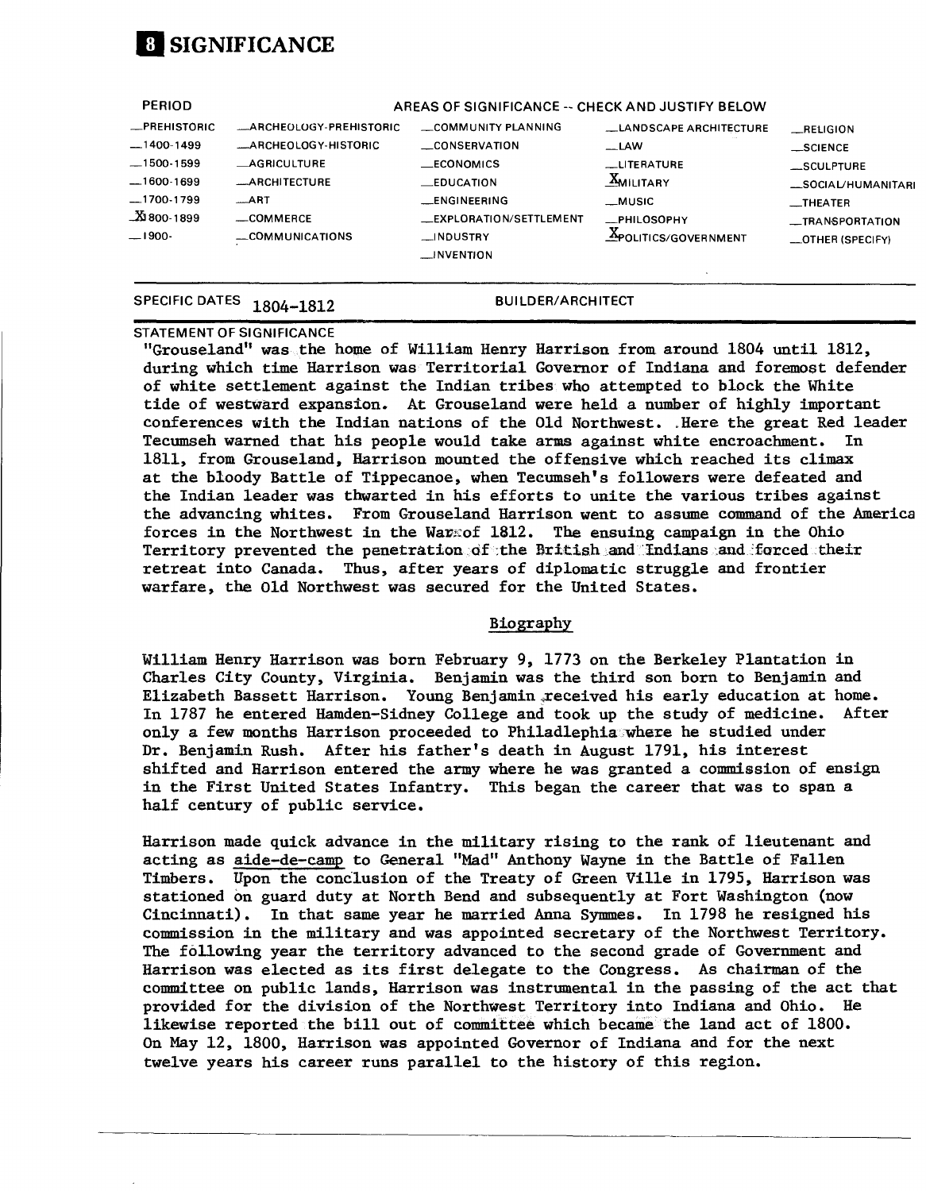# 8 SIGNIFICANCE

| PERIOD | AREAS OF SIGNIFICANCE -- CHECK AND JUSTIFY BELOW | | | |
|---|---|---|---|---|
| _PREHISTORIC | _ARCHEOLOGY-PREHISTORIC | _COMMUNITY PLANNING | _LANDSCAPE ARCHITECTURE | _RELIGION |
| _1400-1499 | _ARCHEOLOGY-HISTORIC | _CONSERVATION | _LAW | _SCIENCE |
| _1500-1599 | _AGRICULTURE | _ECONOMICS | _LITERATURE | _SCULPTURE |
| _1600-1699 | _ARCHITECTURE | _EDUCATION | X MILITARY | _SOCIAL/HUMANITARI |
| _1700-1799 | _ART | _ENGINEERING | _MUSIC | _THEATER |
| X 1800-1899 | _COMMERCE | _EXPLORATION/SETTLEMENT | _PHILOSOPHY | _TRANSPORTATION |
| _1900- | _COMMUNICATIONS | _INDUSTRY | X POLITICS/GOVERNMENT | _OTHER (SPECIFY) |
| | | _INVENTION | | |

SPECIFIC DATES 1804-1812 BUILDER/ARCHITECT

STATEMENT OF SIGNIFICANCE

"Grouseland" was the home of William Henry Harrison from around 1804 until 1812, during which time Harrison was Territorial Governor of Indiana and foremost defender of white settlement against the Indian tribes who attempted to block the White tide of westward expansion. At Grouseland were held a number of highly important conferences with the Indian nations of the Old Northwest. Here the great Red leader Tecumseh warned that his people would take arms against white encroachment. In 1811, from Grouseland, Harrison mounted the offensive which reached its climax at the bloody Battle of Tippecanoe, when Tecumseh's followers were defeated and the Indian leader was thwarted in his efforts to unite the various tribes against the advancing whites. From Grouseland Harrison went to assume command of the America forces in the Northwest in the War of 1812. The ensuing campaign in the Ohio Territory prevented the penetration of the British and Indians and forced their retreat into Canada. Thus, after years of diplomatic struggle and frontier warfare, the Old Northwest was secured for the United States.

## Biography

William Henry Harrison was born February 9, 1773 on the Berkeley Plantation in Charles City County, Virginia. Benjamin was the third son born to Benjamin and Elizabeth Bassett Harrison. Young Benjamin received his early education at home. In 1787 he entered Hamden-Sidney College and took up the study of medicine. After only a few months Harrison proceeded to Philadlephia where he studied under Dr. Benjamin Rush. After his father's death in August 1791, his interest shifted and Harrison entered the army where he was granted a commission of ensign in the First United States Infantry. This began the career that was to span a half century of public service.

Harrison made quick advance in the military rising to the rank of lieutenant and acting as aide-de-camp to General "Mad" Anthony Wayne in the Battle of Fallen Timbers. Upon the conclusion of the Treaty of Green Ville in 1795, Harrison was stationed on guard duty at North Bend and subsequently at Fort Washington (now Cincinnati). In that same year he married Anna Symmes. In 1798 he resigned his commission in the military and was appointed secretary of the Northwest Territory. The following year the territory advanced to the second grade of Government and Harrison was elected as its first delegate to the Congress. As chairman of the committee on public lands, Harrison was instrumental in the passing of the act that provided for the division of the Northwest Territory into Indiana and Ohio. He likewise reported the bill out of committee which became the land act of 1800. On May 12, 1800, Harrison was appointed Governor of Indiana and for the next twelve years his career runs parallel to the history of this region.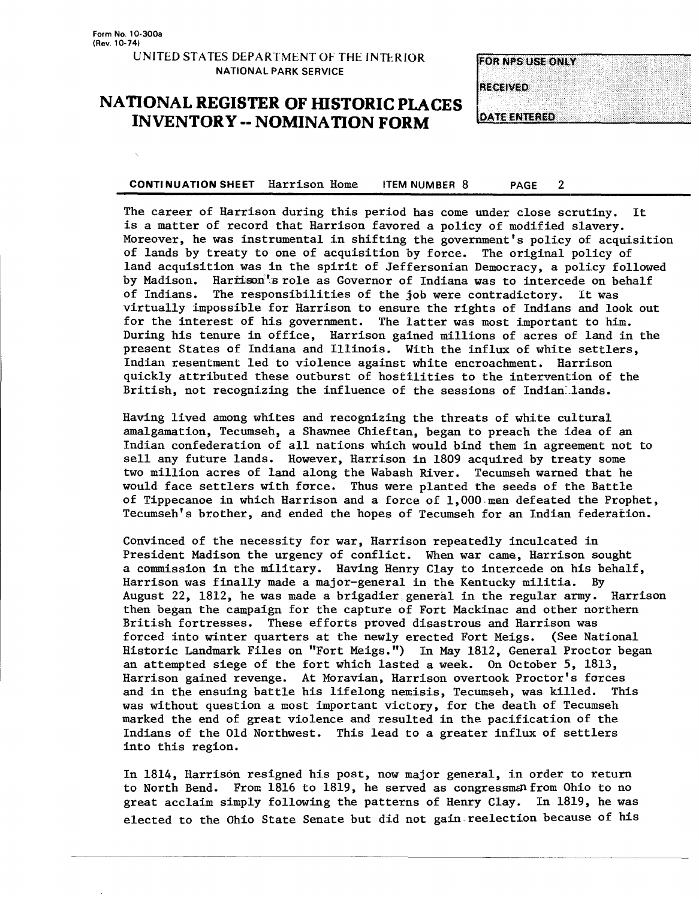Form No. 10-300a
(Rev. 10-74)

UNITED STATES DEPARTMENT OF THE INTERIOR
NATIONAL PARK SERVICE

# NATIONAL REGISTER OF HISTORIC PLACES INVENTORY -- NOMINATION FORM

FOR NPS USE ONLY
RECEIVED
DATE ENTERED

**CONTINUATION SHEET** Harrison Home **ITEM NUMBER** 8 **PAGE** 2

The career of Harrison during this period has come under close scrutiny. It is a matter of record that Harrison favored a policy of modified slavery. Moreover, he was instrumental in shifting the government's policy of acquisition of lands by treaty to one of acquisition by force. The original policy of land acquisition was in the spirit of Jeffersonian Democracy, a policy followed by Madison. Harrison's role as Governor of Indiana was to intercede on behalf of Indians. The responsibilities of the job were contradictory. It was virtually impossible for Harrison to ensure the rights of Indians and look out for the interest of his government. The latter was most important to him. During his tenure in office, Harrison gained millions of acres of land in the present States of Indiana and Illinois. With the influx of white settlers, Indian resentment led to violence against white encroachment. Harrison quickly attributed these outburst of hostilities to the intervention of the British, not recognizing the influence of the sessions of Indian lands.

Having lived among whites and recognizing the threats of white cultural amalgamation, Tecumseh, a Shawnee Chieftan, began to preach the idea of an Indian confederation of all nations which would bind them in agreement not to sell any future lands. However, Harrison in 1809 acquired by treaty some two million acres of land along the Wabash River. Tecumseh warned that he would face settlers with force. Thus were planted the seeds of the Battle of Tippecanoe in which Harrison and a force of 1,000 men defeated the Prophet, Tecumseh's brother, and ended the hopes of Tecumseh for an Indian federation.

Convinced of the necessity for war, Harrison repeatedly inculcated in President Madison the urgency of conflict. When war came, Harrison sought a commission in the military. Having Henry Clay to intercede on his behalf, Harrison was finally made a major-general in the Kentucky militia. By August 22, 1812, he was made a brigadier general in the regular army. Harrison then began the campaign for the capture of Fort Mackinac and other northern British fortresses. These efforts proved disastrous and Harrison was forced into winter quarters at the newly erected Fort Meigs. (See National Historic Landmark Files on "Fort Meigs.") In May 1812, General Proctor began an attempted siege of the fort which lasted a week. On October 5, 1813, Harrison gained revenge. At Moravian, Harrison overtook Proctor's forces and in the ensuing battle his lifelong nemisis, Tecumseh, was killed. This was without question a most important victory, for the death of Tecumseh marked the end of great violence and resulted in the pacification of the Indians of the Old Northwest. This lead to a greater influx of settlers into this region.

In 1814, Harrison resigned his post, now major general, in order to return to North Bend. From 1816 to 1819, he served as congressman from Ohio to no great acclaim simply following the patterns of Henry Clay. In 1819, he was elected to the Ohio State Senate but did not gain reelection because of his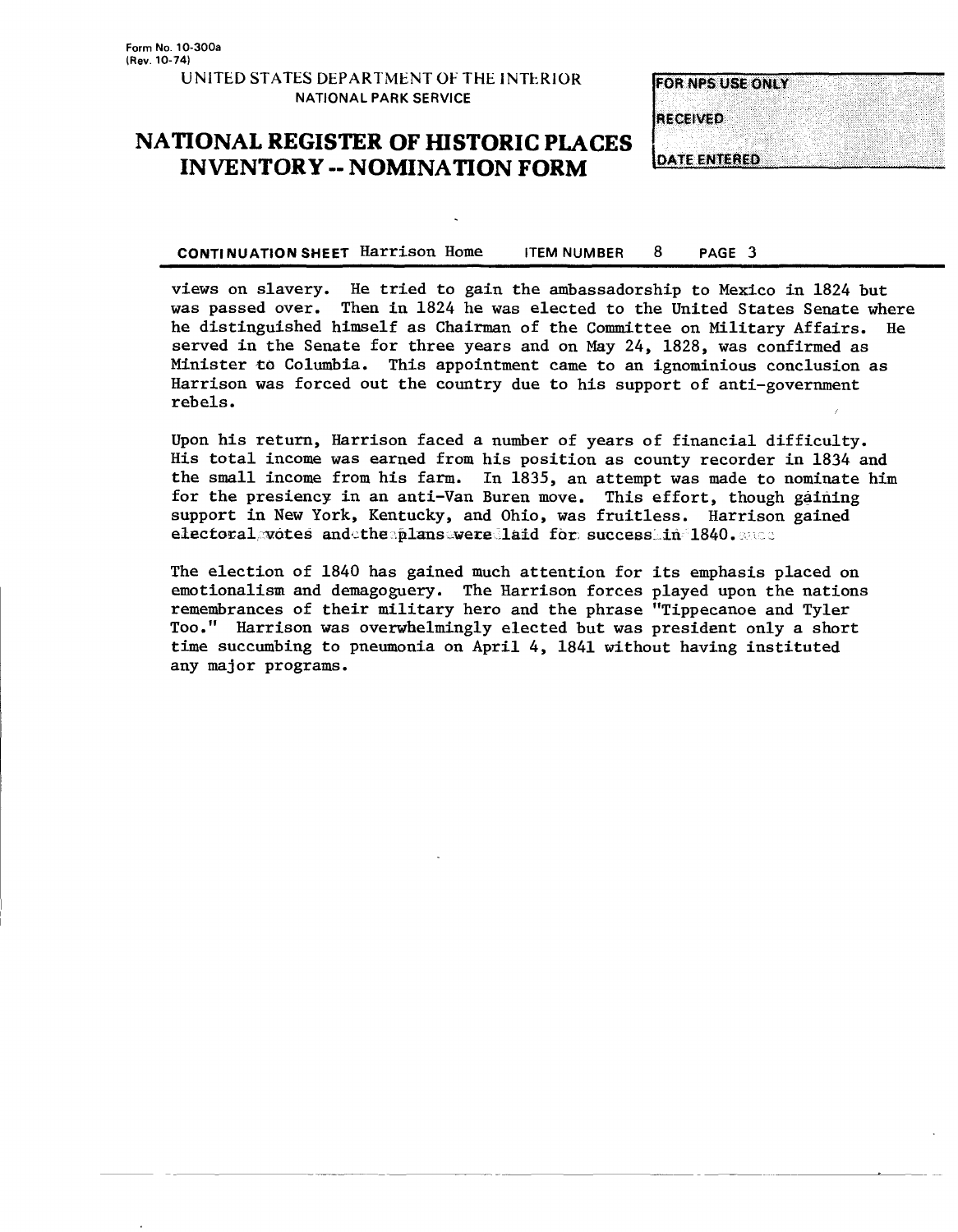Form No. 10-300a
(Rev. 10-74)

UNITED STATES DEPARTMENT OF THE INTERIOR
NATIONAL PARK SERVICE

# NATIONAL REGISTER OF HISTORIC PLACES INVENTORY -- NOMINATION FORM

FOR NPS USE ONLY

RECEIVED

DATE ENTERED

**CONTINUATION SHEET** Harrison Home **ITEM NUMBER** 8 **PAGE** 3

views on slavery. He tried to gain the ambassadorship to Mexico in 1824 but was passed over. Then in 1824 he was elected to the United States Senate where he distinguished himself as Chairman of the Committee on Military Affairs. He served in the Senate for three years and on May 24, 1828, was confirmed as Minister to Columbia. This appointment came to an ignominious conclusion as Harrison was forced out the country due to his support of anti-government rebels.

Upon his return, Harrison faced a number of years of financial difficulty. His total income was earned from his position as county recorder in 1834 and the small income from his farm. In 1835, an attempt was made to nominate him for the presiency in an anti-Van Buren move. This effort, though gaining support in New York, Kentucky, and Ohio, was fruitless. Harrison gained electoral votes and the plans were laid for success in 1840.

The election of 1840 has gained much attention for its emphasis placed on emotionalism and demagoguery. The Harrison forces played upon the nations remembrances of their military hero and the phrase "Tippecanoe and Tyler Too." Harrison was overwhelmingly elected but was president only a short time succumbing to pneumonia on April 4, 1841 without having instituted any major programs.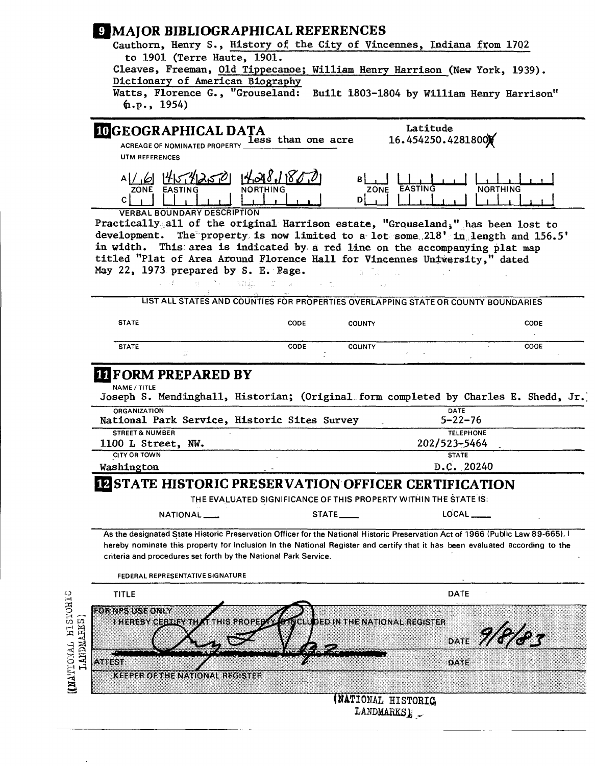## 9 MAJOR BIBLIOGRAPHICAL REFERENCES

Cauthorn, Henry S., History of the City of Vincennes, Indiana from 1702 to 1901 (Terre Haute, 1901.

Cleaves, Freeman, Old Tippecanoe; William Henry Harrison (New York, 1939).

Dictionary of American Biography

Watts, Florence G., "Grouseland: Built 1803-1804 by William Henry Harrison" (n.p., 1954)

## 10 GEOGRAPHICAL DATA

ACREAGE OF NOMINATED PROPERTY less than one acre

Latitude 16.454250.4281800

UTM REFERENCES

| | ZONE | EASTING | NORTHING | | ZONE | EASTING | NORTHING |
|---|---|---|---|---|---|---|---|
| A | 1 6 | 4 5 4 2 5 0 | 4 2 8 1 8 0 0 | B | | | |
| C | | | | D | | | |

VERBAL BOUNDARY DESCRIPTION

Practically all of the original Harrison estate, "Grouseland," has been lost to development. The property is now limited to a lot some 218' in length and 156.5' in width. This area is indicated by a red line on the accompanying plat map titled "Plat of Area Around Florence Hall for Vincennes University," dated May 22, 1973 prepared by S. E. Page.

LIST ALL STATES AND COUNTIES FOR PROPERTIES OVERLAPPING STATE OR COUNTY BOUNDARIES

| STATE | CODE | COUNTY | CODE |
|---|---|---|---|
| STATE | CODE | COUNTY | CODE |

## 11 FORM PREPARED BY

NAME / TITLE
Joseph S. Mendinghall, Historian; (Original form completed by Charles E. Shedd, Jr.)

ORGANIZATION
National Park Service, Historic Sites Survey

DATE
5-22-76

STREET & NUMBER
1100 L Street, NW.

TELEPHONE
202/523-5464

CITY OR TOWN
Washington

STATE
D.C. 20240

## 12 STATE HISTORIC PRESERVATION OFFICER CERTIFICATION

THE EVALUATED SIGNIFICANCE OF THIS PROPERTY WITHIN THE STATE IS:

NATIONAL ___ STATE ___ LOCAL ___

As the designated State Historic Preservation Officer for the National Historic Preservation Act of 1966 (Public Law 89-665), I hereby nominate this property for inclusion in the National Register and certify that it has been evaluated according to the criteria and procedures set forth by the National Park Service.

FEDERAL REPRESENTATIVE SIGNATURE

TITLE

DATE

FOR NPS USE ONLY
I HEREBY CERTIFY THAT THIS PROPERTY IS INCLUDED IN THE NATIONAL REGISTER

DATE 9/8/83

ATTEST:

DATE

KEEPER OF THE NATIONAL REGISTER

(NATIONAL HISTORIC LANDMARKS)

(NATIONAL HISTORIC LANDMARKS)